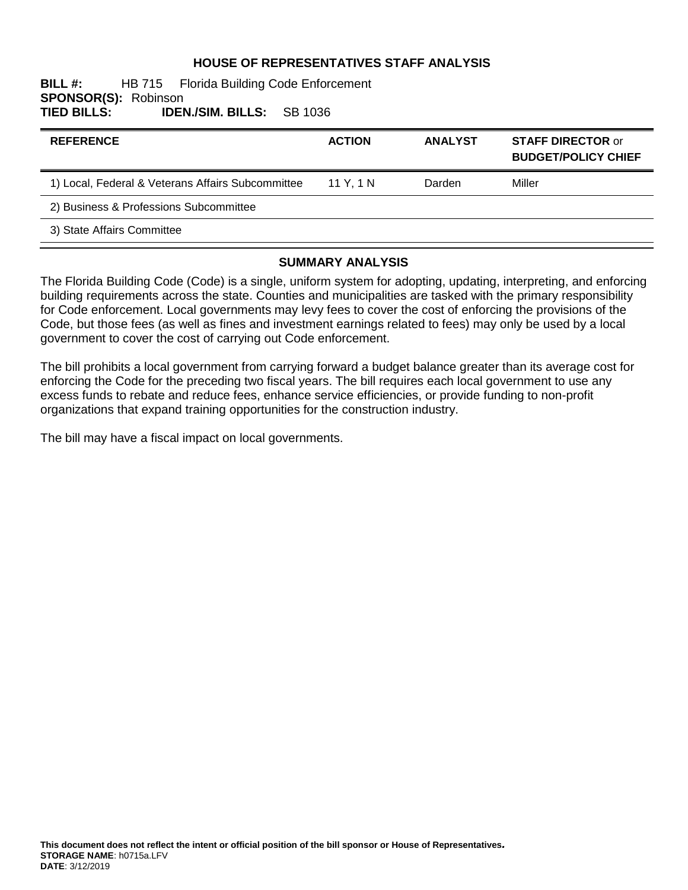# HOUSE OF REPRESENTATIVES STAFF ANALYSIS

**BILL #:** HB 715 Florida Building Code Enforcement
**SPONSOR(S):** Robinson
**TIED BILLS:** **IDEN./SIM. BILLS:** SB 1036

| REFERENCE | ACTION | ANALYST | STAFF DIRECTOR or BUDGET/POLICY CHIEF |
|---|---|---|---|
| 1) Local, Federal & Veterans Affairs Subcommittee | 11 Y, 1 N | Darden | Miller |
| 2) Business & Professions Subcommittee | | | |
| 3) State Affairs Committee | | | |

## SUMMARY ANALYSIS

The Florida Building Code (Code) is a single, uniform system for adopting, updating, interpreting, and enforcing building requirements across the state. Counties and municipalities are tasked with the primary responsibility for Code enforcement. Local governments may levy fees to cover the cost of enforcing the provisions of the Code, but those fees (as well as fines and investment earnings related to fees) may only be used by a local government to cover the cost of carrying out Code enforcement.

The bill prohibits a local government from carrying forward a budget balance greater than its average cost for enforcing the Code for the preceding two fiscal years. The bill requires each local government to use any excess funds to rebate and reduce fees, enhance service efficiencies, or provide funding to non-profit organizations that expand training opportunities for the construction industry.

The bill may have a fiscal impact on local governments.

**This document does not reflect the intent or official position of the bill sponsor or House of Representatives.**
**STORAGE NAME**: h0715a.LFV
**DATE**: 3/12/2019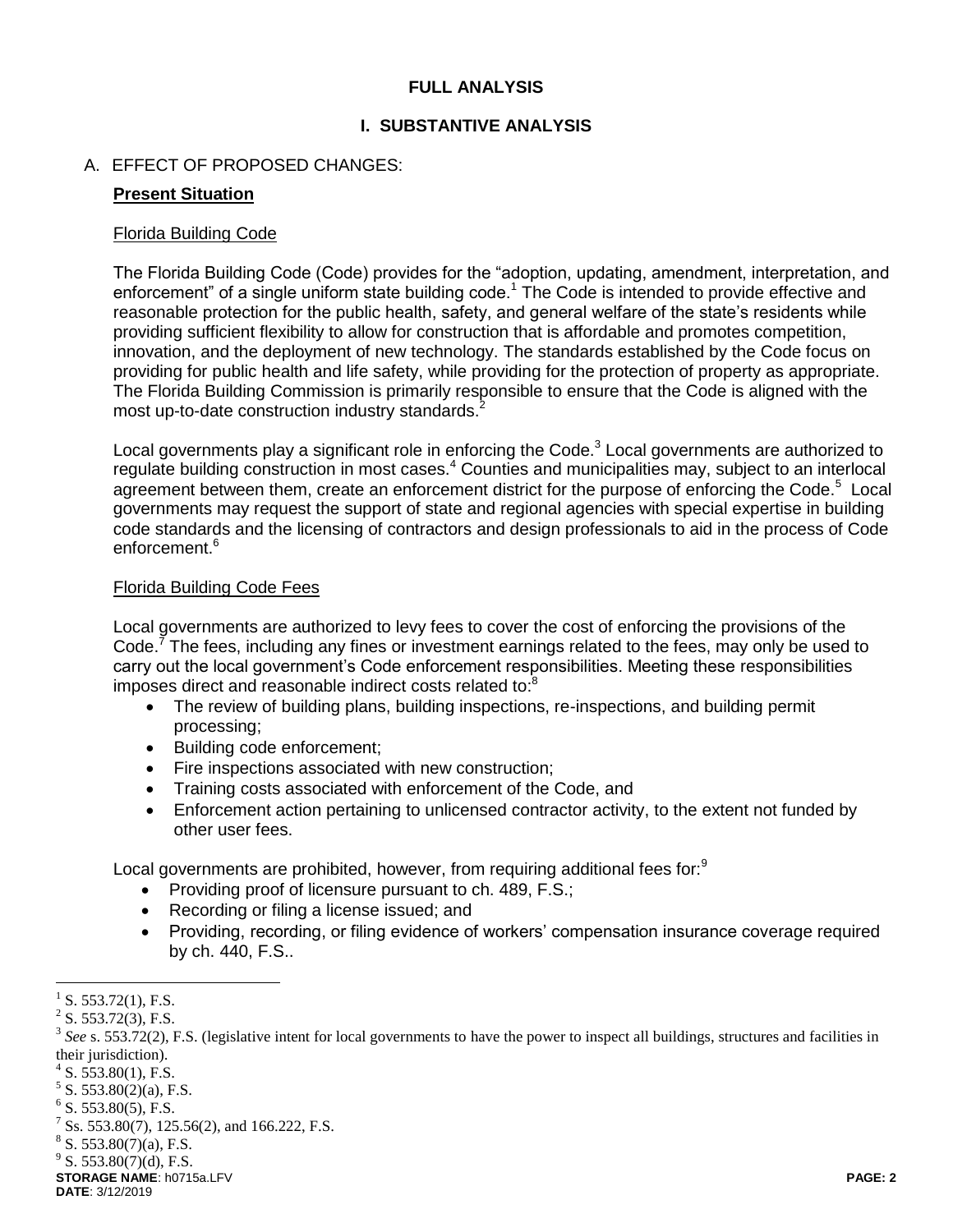**FULL ANALYSIS**

# I. SUBSTANTIVE ANALYSIS

## A. EFFECT OF PROPOSED CHANGES:

### Present Situation

Florida Building Code

The Florida Building Code (Code) provides for the "adoption, updating, amendment, interpretation, and enforcement" of a single uniform state building code.[1] The Code is intended to provide effective and reasonable protection for the public health, safety, and general welfare of the state's residents while providing sufficient flexibility to allow for construction that is affordable and promotes competition, innovation, and the deployment of new technology. The standards established by the Code focus on providing for public health and life safety, while providing for the protection of property as appropriate. The Florida Building Commission is primarily responsible to ensure that the Code is aligned with the most up-to-date construction industry standards.[2]

Local governments play a significant role in enforcing the Code.[3] Local governments are authorized to regulate building construction in most cases.[4] Counties and municipalities may, subject to an interlocal agreement between them, create an enforcement district for the purpose of enforcing the Code.[5] Local governments may request the support of state and regional agencies with special expertise in building code standards and the licensing of contractors and design professionals to aid in the process of Code enforcement.[6]

Florida Building Code Fees

Local governments are authorized to levy fees to cover the cost of enforcing the provisions of the Code.[7] The fees, including any fines or investment earnings related to the fees, may only be used to carry out the local government's Code enforcement responsibilities. Meeting these responsibilities imposes direct and reasonable indirect costs related to:[8]

- The review of building plans, building inspections, re-inspections, and building permit processing;
- Building code enforcement;
- Fire inspections associated with new construction;
- Training costs associated with enforcement of the Code, and
- Enforcement action pertaining to unlicensed contractor activity, to the extent not funded by other user fees.

Local governments are prohibited, however, from requiring additional fees for:[9]

- Providing proof of licensure pursuant to ch. 489, F.S.;
- Recording or filing a license issued; and
- Providing, recording, or filing evidence of workers' compensation insurance coverage required by ch. 440, F.S..

---

[1] S. 553.72(1), F.S.

[2] S. 553.72(3), F.S.

[3] *See* s. 553.72(2), F.S. (legislative intent for local governments to have the power to inspect all buildings, structures and facilities in their jurisdiction).

[4] S. 553.80(1), F.S.

[5] S. 553.80(2)(a), F.S.

[6] S. 553.80(5), F.S.

[7] Ss. 553.80(7), 125.56(2), and 166.222, F.S.

[8] S. 553.80(7)(a), F.S.

[9] S. 553.80(7)(d), F.S.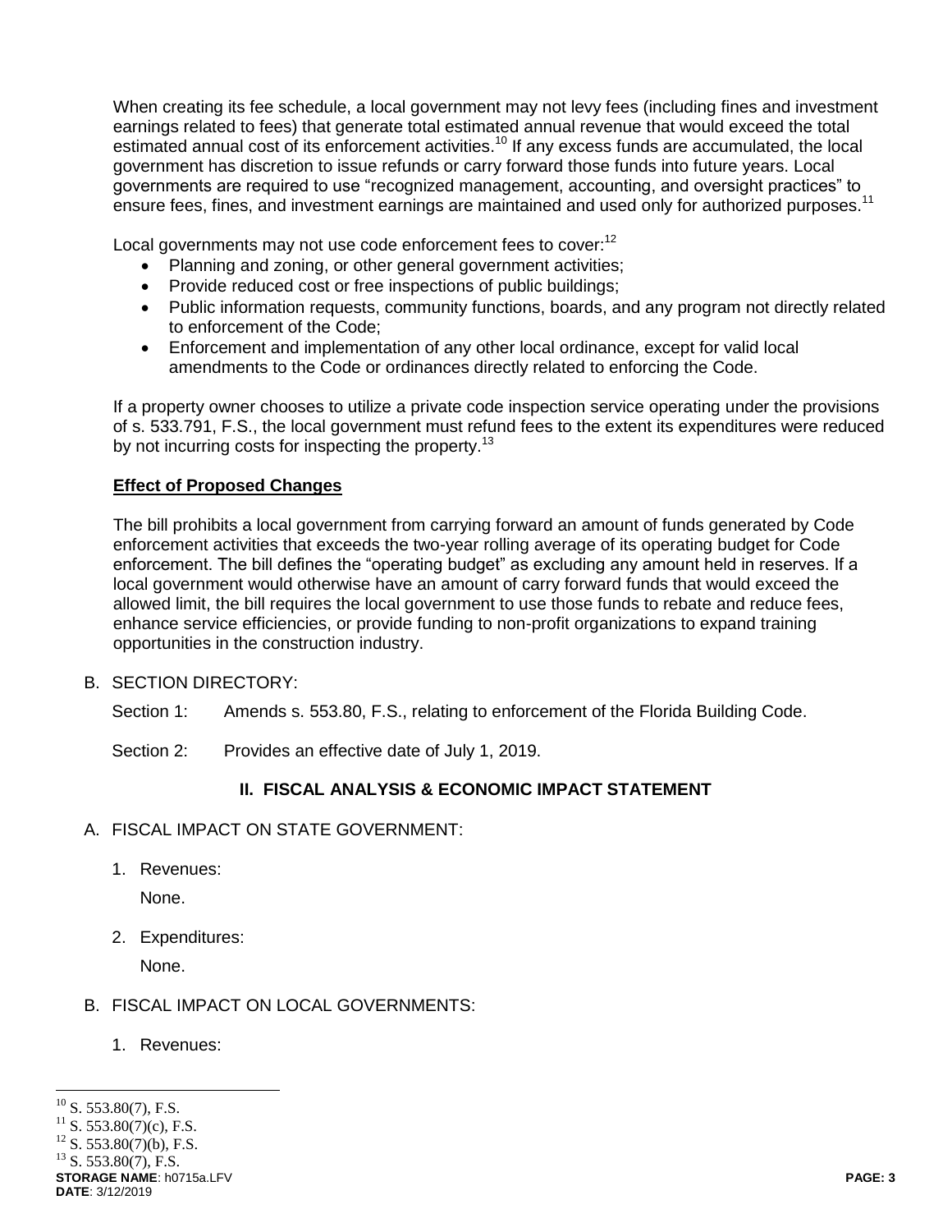When creating its fee schedule, a local government may not levy fees (including fines and investment earnings related to fees) that generate total estimated annual revenue that would exceed the total estimated annual cost of its enforcement activities.[10] If any excess funds are accumulated, the local government has discretion to issue refunds or carry forward those funds into future years. Local governments are required to use "recognized management, accounting, and oversight practices" to ensure fees, fines, and investment earnings are maintained and used only for authorized purposes.[11]

Local governments may not use code enforcement fees to cover:[12]

- Planning and zoning, or other general government activities;
- Provide reduced cost or free inspections of public buildings;
- Public information requests, community functions, boards, and any program not directly related to enforcement of the Code;
- Enforcement and implementation of any other local ordinance, except for valid local amendments to the Code or ordinances directly related to enforcing the Code.

If a property owner chooses to utilize a private code inspection service operating under the provisions of s. 533.791, F.S., the local government must refund fees to the extent its expenditures were reduced by not incurring costs for inspecting the property.[13]

**Effect of Proposed Changes**

The bill prohibits a local government from carrying forward an amount of funds generated by Code enforcement activities that exceeds the two-year rolling average of its operating budget for Code enforcement. The bill defines the "operating budget" as excluding any amount held in reserves. If a local government would otherwise have an amount of carry forward funds that would exceed the allowed limit, the bill requires the local government to use those funds to rebate and reduce fees, enhance service efficiencies, or provide funding to non-profit organizations to expand training opportunities in the construction industry.

B. SECTION DIRECTORY:

Section 1: Amends s. 553.80, F.S., relating to enforcement of the Florida Building Code.

Section 2: Provides an effective date of July 1, 2019.

## II. FISCAL ANALYSIS & ECONOMIC IMPACT STATEMENT

A. FISCAL IMPACT ON STATE GOVERNMENT:

1. Revenues:

   None.

2. Expenditures:

   None.

B. FISCAL IMPACT ON LOCAL GOVERNMENTS:

1. Revenues:

---

[10] S. 553.80(7), F.S.

[11] S. 553.80(7)(c), F.S.

[12] S. 553.80(7)(b), F.S.

[13] S. 553.80(7), F.S.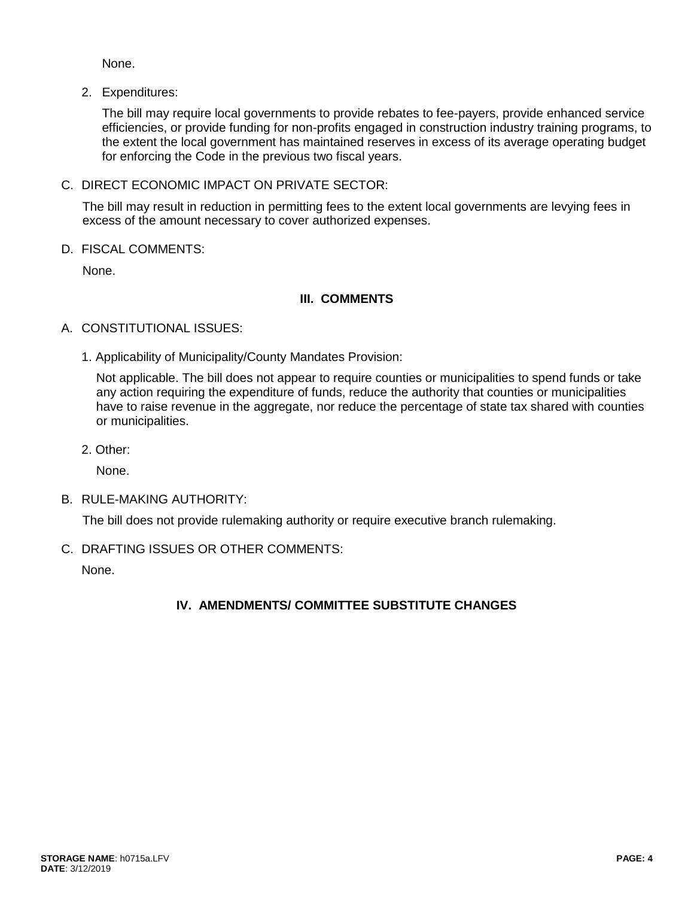None.

2. Expenditures:

   The bill may require local governments to provide rebates to fee-payers, provide enhanced service efficiencies, or provide funding for non-profits engaged in construction industry training programs, to the extent the local government has maintained reserves in excess of its average operating budget for enforcing the Code in the previous two fiscal years.

C. DIRECT ECONOMIC IMPACT ON PRIVATE SECTOR:

The bill may result in reduction in permitting fees to the extent local governments are levying fees in excess of the amount necessary to cover authorized expenses.

D. FISCAL COMMENTS:

None.

## III. COMMENTS

A. CONSTITUTIONAL ISSUES:

1. Applicability of Municipality/County Mandates Provision:

   Not applicable. The bill does not appear to require counties or municipalities to spend funds or take any action requiring the expenditure of funds, reduce the authority that counties or municipalities have to raise revenue in the aggregate, nor reduce the percentage of state tax shared with counties or municipalities.

2. Other:

   None.

B. RULE-MAKING AUTHORITY:

The bill does not provide rulemaking authority or require executive branch rulemaking.

C. DRAFTING ISSUES OR OTHER COMMENTS:

None.

## IV. AMENDMENTS/ COMMITTEE SUBSTITUTE CHANGES